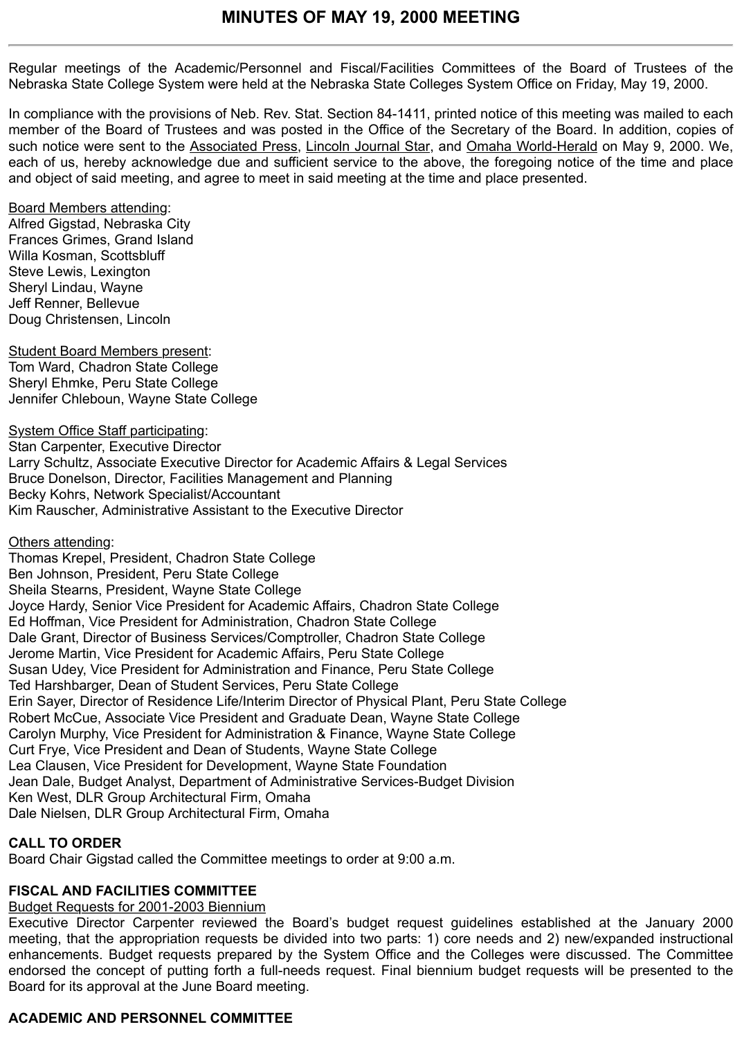# MINUTES OF MAY 19, 2000 MEETING

Regular meetings of the Academic/Personnel and Fiscal/Facilities Committees of the Board of Trustees of the Nebraska State College System were held at the Nebraska State Colleges System Office on Friday, May 19, 2000.

In compliance with the provisions of Neb. Rev. Stat. Section 84-1411, printed notice of this meeting was mailed to each member of the Board of Trustees and was posted in the Office of the Secretary of the Board. In addition, copies of such notice were sent to the Associated Press, Lincoln Journal Star, and Omaha World-Herald on May 9, 2000. We, each of us, hereby acknowledge due and sufficient service to the above, the foregoing notice of the time and place and object of said meeting, and agree to meet in said meeting at the time and place presented.

Board Members attending:
Alfred Gigstad, Nebraska City
Frances Grimes, Grand Island
Willa Kosman, Scottsbluff
Steve Lewis, Lexington
Sheryl Lindau, Wayne
Jeff Renner, Bellevue
Doug Christensen, Lincoln

Student Board Members present:
Tom Ward, Chadron State College
Sheryl Ehmke, Peru State College
Jennifer Chleboun, Wayne State College

System Office Staff participating:
Stan Carpenter, Executive Director
Larry Schultz, Associate Executive Director for Academic Affairs & Legal Services
Bruce Donelson, Director, Facilities Management and Planning
Becky Kohrs, Network Specialist/Accountant
Kim Rauscher, Administrative Assistant to the Executive Director

Others attending:
Thomas Krepel, President, Chadron State College
Ben Johnson, President, Peru State College
Sheila Stearns, President, Wayne State College
Joyce Hardy, Senior Vice President for Academic Affairs, Chadron State College
Ed Hoffman, Vice President for Administration, Chadron State College
Dale Grant, Director of Business Services/Comptroller, Chadron State College
Jerome Martin, Vice President for Academic Affairs, Peru State College
Susan Udey, Vice President for Administration and Finance, Peru State College
Ted Harshbarger, Dean of Student Services, Peru State College
Erin Sayer, Director of Residence Life/Interim Director of Physical Plant, Peru State College
Robert McCue, Associate Vice President and Graduate Dean, Wayne State College
Carolyn Murphy, Vice President for Administration & Finance, Wayne State College
Curt Frye, Vice President and Dean of Students, Wayne State College
Lea Clausen, Vice President for Development, Wayne State Foundation
Jean Dale, Budget Analyst, Department of Administrative Services-Budget Division
Ken West, DLR Group Architectural Firm, Omaha
Dale Nielsen, DLR Group Architectural Firm, Omaha

**CALL TO ORDER**
Board Chair Gigstad called the Committee meetings to order at 9:00 a.m.

**FISCAL AND FACILITIES COMMITTEE**

Budget Requests for 2001-2003 Biennium

Executive Director Carpenter reviewed the Board's budget request guidelines established at the January 2000 meeting, that the appropriation requests be divided into two parts: 1) core needs and 2) new/expanded instructional enhancements. Budget requests prepared by the System Office and the Colleges were discussed. The Committee endorsed the concept of putting forth a full-needs request. Final biennium budget requests will be presented to the Board for its approval at the June Board meeting.

**ACADEMIC AND PERSONNEL COMMITTEE**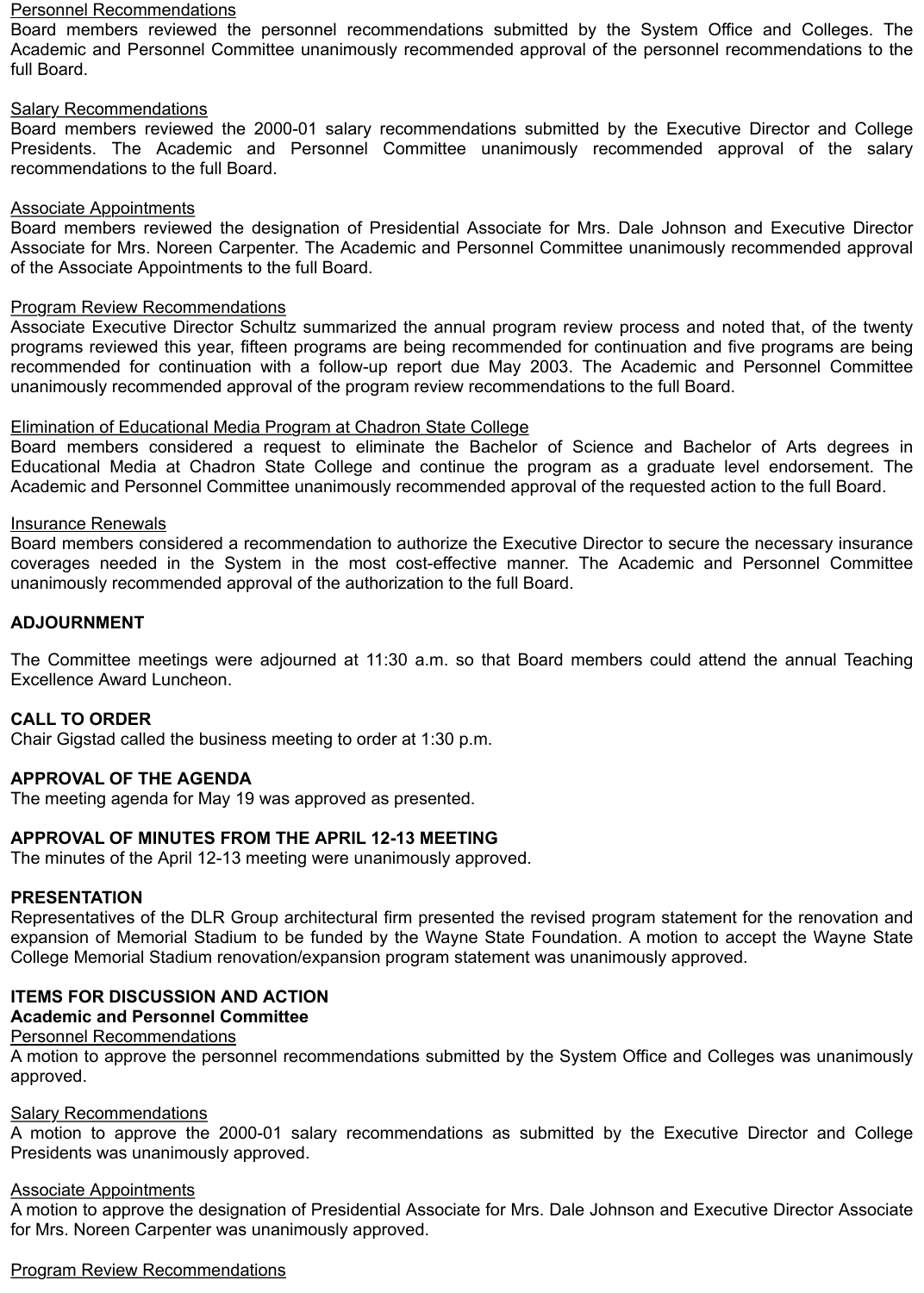Personnel Recommendations

Board members reviewed the personnel recommendations submitted by the System Office and Colleges. The Academic and Personnel Committee unanimously recommended approval of the personnel recommendations to the full Board.

Salary Recommendations

Board members reviewed the 2000-01 salary recommendations submitted by the Executive Director and College Presidents. The Academic and Personnel Committee unanimously recommended approval of the salary recommendations to the full Board.

Associate Appointments

Board members reviewed the designation of Presidential Associate for Mrs. Dale Johnson and Executive Director Associate for Mrs. Noreen Carpenter. The Academic and Personnel Committee unanimously recommended approval of the Associate Appointments to the full Board.

Program Review Recommendations

Associate Executive Director Schultz summarized the annual program review process and noted that, of the twenty programs reviewed this year, fifteen programs are being recommended for continuation and five programs are being recommended for continuation with a follow-up report due May 2003. The Academic and Personnel Committee unanimously recommended approval of the program review recommendations to the full Board.

Elimination of Educational Media Program at Chadron State College

Board members considered a request to eliminate the Bachelor of Science and Bachelor of Arts degrees in Educational Media at Chadron State College and continue the program as a graduate level endorsement. The Academic and Personnel Committee unanimously recommended approval of the requested action to the full Board.

Insurance Renewals

Board members considered a recommendation to authorize the Executive Director to secure the necessary insurance coverages needed in the System in the most cost-effective manner. The Academic and Personnel Committee unanimously recommended approval of the authorization to the full Board.

**ADJOURNMENT**

The Committee meetings were adjourned at 11:30 a.m. so that Board members could attend the annual Teaching Excellence Award Luncheon.

**CALL TO ORDER**

Chair Gigstad called the business meeting to order at 1:30 p.m.

**APPROVAL OF THE AGENDA**

The meeting agenda for May 19 was approved as presented.

**APPROVAL OF MINUTES FROM THE APRIL 12-13 MEETING**

The minutes of the April 12-13 meeting were unanimously approved.

**PRESENTATION**

Representatives of the DLR Group architectural firm presented the revised program statement for the renovation and expansion of Memorial Stadium to be funded by the Wayne State Foundation. A motion to accept the Wayne State College Memorial Stadium renovation/expansion program statement was unanimously approved.

**ITEMS FOR DISCUSSION AND ACTION**

**Academic and Personnel Committee**

Personnel Recommendations

A motion to approve the personnel recommendations submitted by the System Office and Colleges was unanimously approved.

Salary Recommendations

A motion to approve the 2000-01 salary recommendations as submitted by the Executive Director and College Presidents was unanimously approved.

Associate Appointments

A motion to approve the designation of Presidential Associate for Mrs. Dale Johnson and Executive Director Associate for Mrs. Noreen Carpenter was unanimously approved.

Program Review Recommendations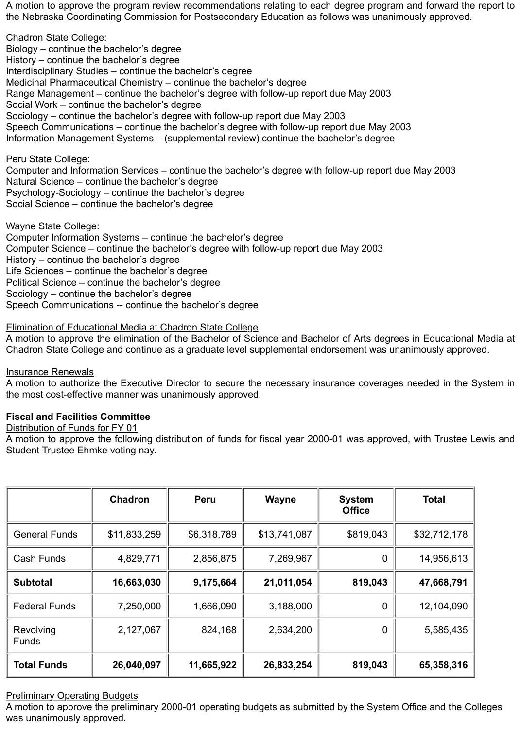A motion to approve the program review recommendations relating to each degree program and forward the report to the Nebraska Coordinating Commission for Postsecondary Education as follows was unanimously approved.

Chadron State College:
Biology – continue the bachelor's degree
History – continue the bachelor's degree
Interdisciplinary Studies – continue the bachelor's degree
Medicinal Pharmaceutical Chemistry – continue the bachelor's degree
Range Management – continue the bachelor's degree with follow-up report due May 2003
Social Work – continue the bachelor's degree
Sociology – continue the bachelor's degree with follow-up report due May 2003
Speech Communications – continue the bachelor's degree with follow-up report due May 2003
Information Management Systems – (supplemental review) continue the bachelor's degree

Peru State College:
Computer and Information Services – continue the bachelor's degree with follow-up report due May 2003
Natural Science – continue the bachelor's degree
Psychology-Sociology – continue the bachelor's degree
Social Science – continue the bachelor's degree

Wayne State College:
Computer Information Systems – continue the bachelor's degree
Computer Science – continue the bachelor's degree with follow-up report due May 2003
History – continue the bachelor's degree
Life Sciences – continue the bachelor's degree
Political Science – continue the bachelor's degree
Sociology – continue the bachelor's degree
Speech Communications -- continue the bachelor's degree

<u>Elimination of Educational Media at Chadron State College</u>
A motion to approve the elimination of the Bachelor of Science and Bachelor of Arts degrees in Educational Media at Chadron State College and continue as a graduate level supplemental endorsement was unanimously approved.

<u>Insurance Renewals</u>
A motion to authorize the Executive Director to secure the necessary insurance coverages needed in the System in the most cost-effective manner was unanimously approved.

**Fiscal and Facilities Committee**
<u>Distribution of Funds for FY 01</u>
A motion to approve the following distribution of funds for fiscal year 2000-01 was approved, with Trustee Lewis and Student Trustee Ehmke voting nay.

| | Chadron | Peru | Wayne | System Office | Total |
|---|---|---|---|---|---|
| General Funds | $11,833,259 | $6,318,789 | $13,741,087 | $819,043 | $32,712,178 |
| Cash Funds | 4,829,771 | 2,856,875 | 7,269,967 | 0 | 14,956,613 |
| **Subtotal** | **16,663,030** | **9,175,664** | **21,011,054** | **819,043** | **47,668,791** |
| Federal Funds | 7,250,000 | 1,666,090 | 3,188,000 | 0 | 12,104,090 |
| Revolving Funds | 2,127,067 | 824,168 | 2,634,200 | 0 | 5,585,435 |
| **Total Funds** | **26,040,097** | **11,665,922** | **26,833,254** | **819,043** | **65,358,316** |

<u>Preliminary Operating Budgets</u>
A motion to approve the preliminary 2000-01 operating budgets as submitted by the System Office and the Colleges was unanimously approved.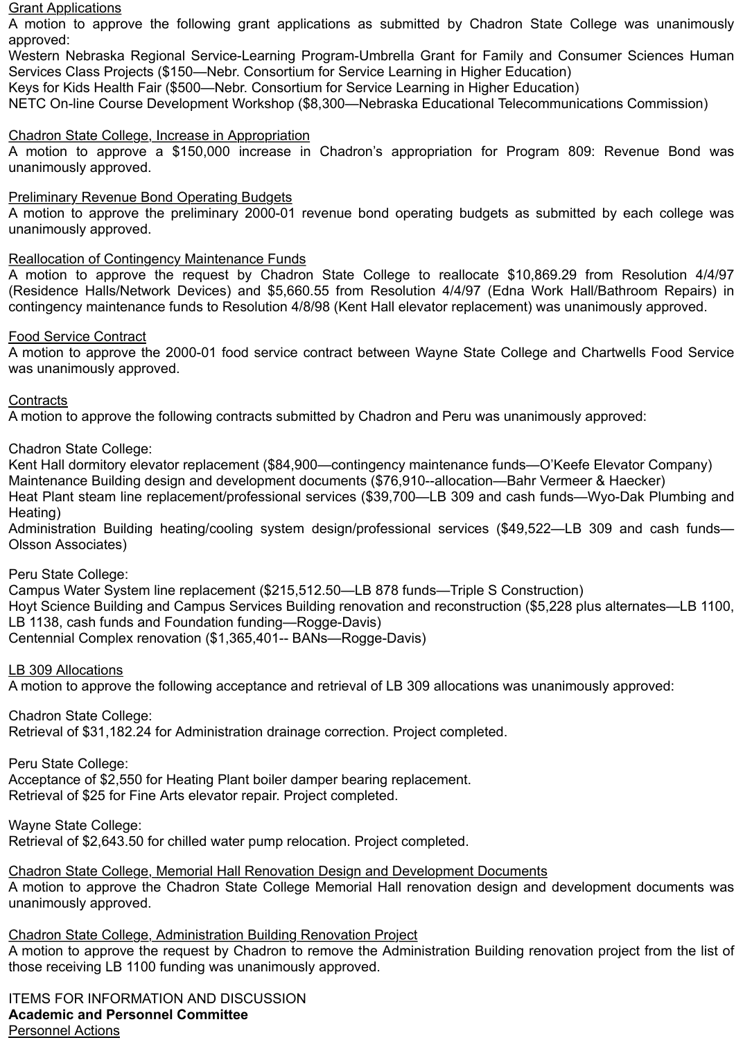Grant Applications
A motion to approve the following grant applications as submitted by Chadron State College was unanimously approved:
Western Nebraska Regional Service-Learning Program-Umbrella Grant for Family and Consumer Sciences Human Services Class Projects ($150—Nebr. Consortium for Service Learning in Higher Education)
Keys for Kids Health Fair ($500—Nebr. Consortium for Service Learning in Higher Education)
NETC On-line Course Development Workshop ($8,300—Nebraska Educational Telecommunications Commission)

Chadron State College, Increase in Appropriation
A motion to approve a $150,000 increase in Chadron's appropriation for Program 809: Revenue Bond was unanimously approved.

Preliminary Revenue Bond Operating Budgets
A motion to approve the preliminary 2000-01 revenue bond operating budgets as submitted by each college was unanimously approved.

Reallocation of Contingency Maintenance Funds
A motion to approve the request by Chadron State College to reallocate $10,869.29 from Resolution 4/4/97 (Residence Halls/Network Devices) and $5,660.55 from Resolution 4/4/97 (Edna Work Hall/Bathroom Repairs) in contingency maintenance funds to Resolution 4/8/98 (Kent Hall elevator replacement) was unanimously approved.

Food Service Contract
A motion to approve the 2000-01 food service contract between Wayne State College and Chartwells Food Service was unanimously approved.

Contracts
A motion to approve the following contracts submitted by Chadron and Peru was unanimously approved:

Chadron State College:
Kent Hall dormitory elevator replacement ($84,900—contingency maintenance funds—O'Keefe Elevator Company)
Maintenance Building design and development documents ($76,910--allocation—Bahr Vermeer & Haecker)
Heat Plant steam line replacement/professional services ($39,700—LB 309 and cash funds—Wyo-Dak Plumbing and Heating)
Administration Building heating/cooling system design/professional services ($49,522—LB 309 and cash funds—Olsson Associates)

Peru State College:
Campus Water System line replacement ($215,512.50—LB 878 funds—Triple S Construction)
Hoyt Science Building and Campus Services Building renovation and reconstruction ($5,228 plus alternates—LB 1100, LB 1138, cash funds and Foundation funding—Rogge-Davis)
Centennial Complex renovation ($1,365,401-- BANs—Rogge-Davis)

LB 309 Allocations
A motion to approve the following acceptance and retrieval of LB 309 allocations was unanimously approved:

Chadron State College:
Retrieval of $31,182.24 for Administration drainage correction. Project completed.

Peru State College:
Acceptance of $2,550 for Heating Plant boiler damper bearing replacement.
Retrieval of $25 for Fine Arts elevator repair. Project completed.

Wayne State College:
Retrieval of $2,643.50 for chilled water pump relocation. Project completed.

Chadron State College, Memorial Hall Renovation Design and Development Documents
A motion to approve the Chadron State College Memorial Hall renovation design and development documents was unanimously approved.

Chadron State College, Administration Building Renovation Project
A motion to approve the request by Chadron to remove the Administration Building renovation project from the list of those receiving LB 1100 funding was unanimously approved.

ITEMS FOR INFORMATION AND DISCUSSION
**Academic and Personnel Committee**
Personnel Actions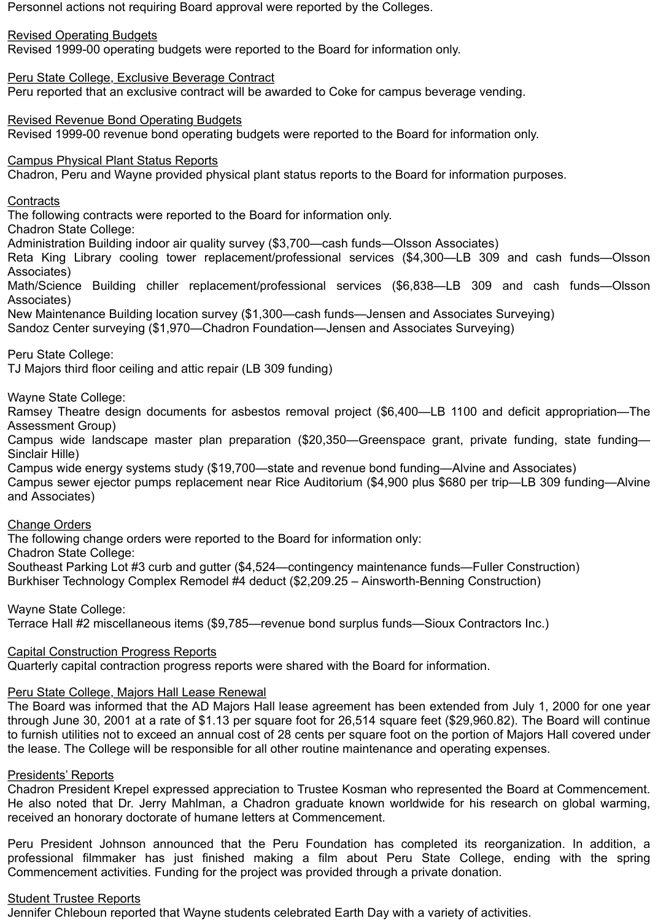Personnel actions not requiring Board approval were reported by the Colleges.

<u>Revised Operating Budgets</u>
Revised 1999-00 operating budgets were reported to the Board for information only.

<u>Peru State College, Exclusive Beverage Contract</u>
Peru reported that an exclusive contract will be awarded to Coke for campus beverage vending.

<u>Revised Revenue Bond Operating Budgets</u>
Revised 1999-00 revenue bond operating budgets were reported to the Board for information only.

<u>Campus Physical Plant Status Reports</u>
Chadron, Peru and Wayne provided physical plant status reports to the Board for information purposes.

<u>Contracts</u>
The following contracts were reported to the Board for information only.
Chadron State College:
Administration Building indoor air quality survey ($3,700—cash funds—Olsson Associates)
Reta King Library cooling tower replacement/professional services ($4,300—LB 309 and cash funds—Olsson Associates)
Math/Science Building chiller replacement/professional services ($6,838—LB 309 and cash funds—Olsson Associates)
New Maintenance Building location survey ($1,300—cash funds—Jensen and Associates Surveying)
Sandoz Center surveying ($1,970—Chadron Foundation—Jensen and Associates Surveying)

Peru State College:
TJ Majors third floor ceiling and attic repair (LB 309 funding)

Wayne State College:
Ramsey Theatre design documents for asbestos removal project ($6,400—LB 1100 and deficit appropriation—The Assessment Group)
Campus wide landscape master plan preparation ($20,350—Greenspace grant, private funding, state funding—Sinclair Hille)
Campus wide energy systems study ($19,700—state and revenue bond funding—Alvine and Associates)
Campus sewer ejector pumps replacement near Rice Auditorium ($4,900 plus $680 per trip—LB 309 funding—Alvine and Associates)

<u>Change Orders</u>
The following change orders were reported to the Board for information only:
Chadron State College:
Southeast Parking Lot #3 curb and gutter ($4,524—contingency maintenance funds—Fuller Construction)
Burkhiser Technology Complex Remodel #4 deduct ($2,209.25 – Ainsworth-Benning Construction)

Wayne State College:
Terrace Hall #2 miscellaneous items ($9,785—revenue bond surplus funds—Sioux Contractors Inc.)

<u>Capital Construction Progress Reports</u>
Quarterly capital contraction progress reports were shared with the Board for information.

<u>Peru State College, Majors Hall Lease Renewal</u>
The Board was informed that the AD Majors Hall lease agreement has been extended from July 1, 2000 for one year through June 30, 2001 at a rate of $1.13 per square foot for 26,514 square feet ($29,960.82). The Board will continue to furnish utilities not to exceed an annual cost of 28 cents per square foot on the portion of Majors Hall covered under the lease. The College will be responsible for all other routine maintenance and operating expenses.

<u>Presidents' Reports</u>
Chadron President Krepel expressed appreciation to Trustee Kosman who represented the Board at Commencement. He also noted that Dr. Jerry Mahlman, a Chadron graduate known worldwide for his research on global warming, received an honorary doctorate of humane letters at Commencement.

Peru President Johnson announced that the Peru Foundation has completed its reorganization. In addition, a professional filmmaker has just finished making a film about Peru State College, ending with the spring Commencement activities. Funding for the project was provided through a private donation.

<u>Student Trustee Reports</u>
Jennifer Chleboun reported that Wayne students celebrated Earth Day with a variety of activities.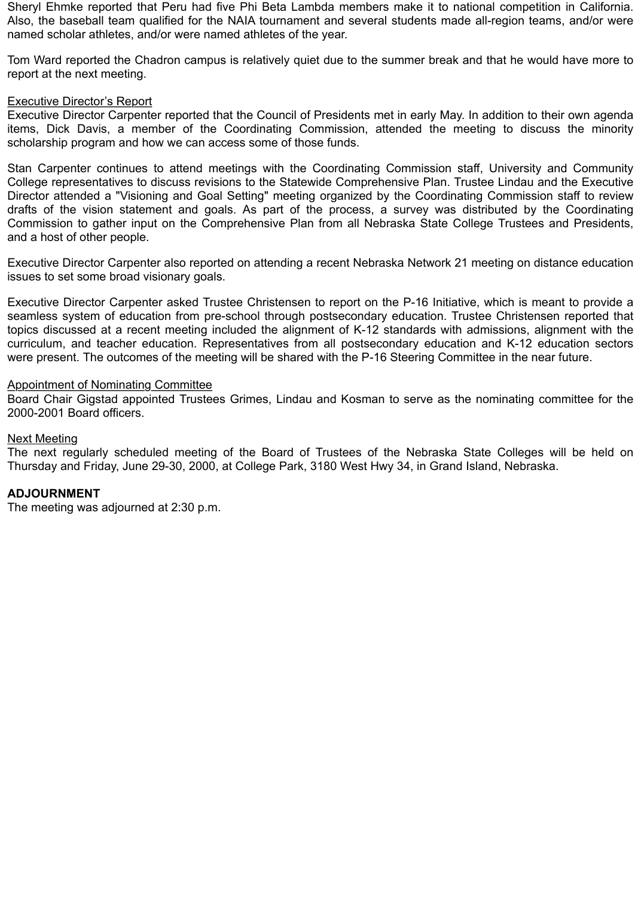Sheryl Ehmke reported that Peru had five Phi Beta Lambda members make it to national competition in California. Also, the baseball team qualified for the NAIA tournament and several students made all-region teams, and/or were named scholar athletes, and/or were named athletes of the year.

Tom Ward reported the Chadron campus is relatively quiet due to the summer break and that he would have more to report at the next meeting.

<u>Executive Director's Report</u>
Executive Director Carpenter reported that the Council of Presidents met in early May. In addition to their own agenda items, Dick Davis, a member of the Coordinating Commission, attended the meeting to discuss the minority scholarship program and how we can access some of those funds.

Stan Carpenter continues to attend meetings with the Coordinating Commission staff, University and Community College representatives to discuss revisions to the Statewide Comprehensive Plan. Trustee Lindau and the Executive Director attended a "Visioning and Goal Setting" meeting organized by the Coordinating Commission staff to review drafts of the vision statement and goals. As part of the process, a survey was distributed by the Coordinating Commission to gather input on the Comprehensive Plan from all Nebraska State College Trustees and Presidents, and a host of other people.

Executive Director Carpenter also reported on attending a recent Nebraska Network 21 meeting on distance education issues to set some broad visionary goals.

Executive Director Carpenter asked Trustee Christensen to report on the P-16 Initiative, which is meant to provide a seamless system of education from pre-school through postsecondary education. Trustee Christensen reported that topics discussed at a recent meeting included the alignment of K-12 standards with admissions, alignment with the curriculum, and teacher education. Representatives from all postsecondary education and K-12 education sectors were present. The outcomes of the meeting will be shared with the P-16 Steering Committee in the near future.

<u>Appointment of Nominating Committee</u>
Board Chair Gigstad appointed Trustees Grimes, Lindau and Kosman to serve as the nominating committee for the 2000-2001 Board officers.

<u>Next Meeting</u>
The next regularly scheduled meeting of the Board of Trustees of the Nebraska State Colleges will be held on Thursday and Friday, June 29-30, 2000, at College Park, 3180 West Hwy 34, in Grand Island, Nebraska.

**ADJOURNMENT**
The meeting was adjourned at 2:30 p.m.